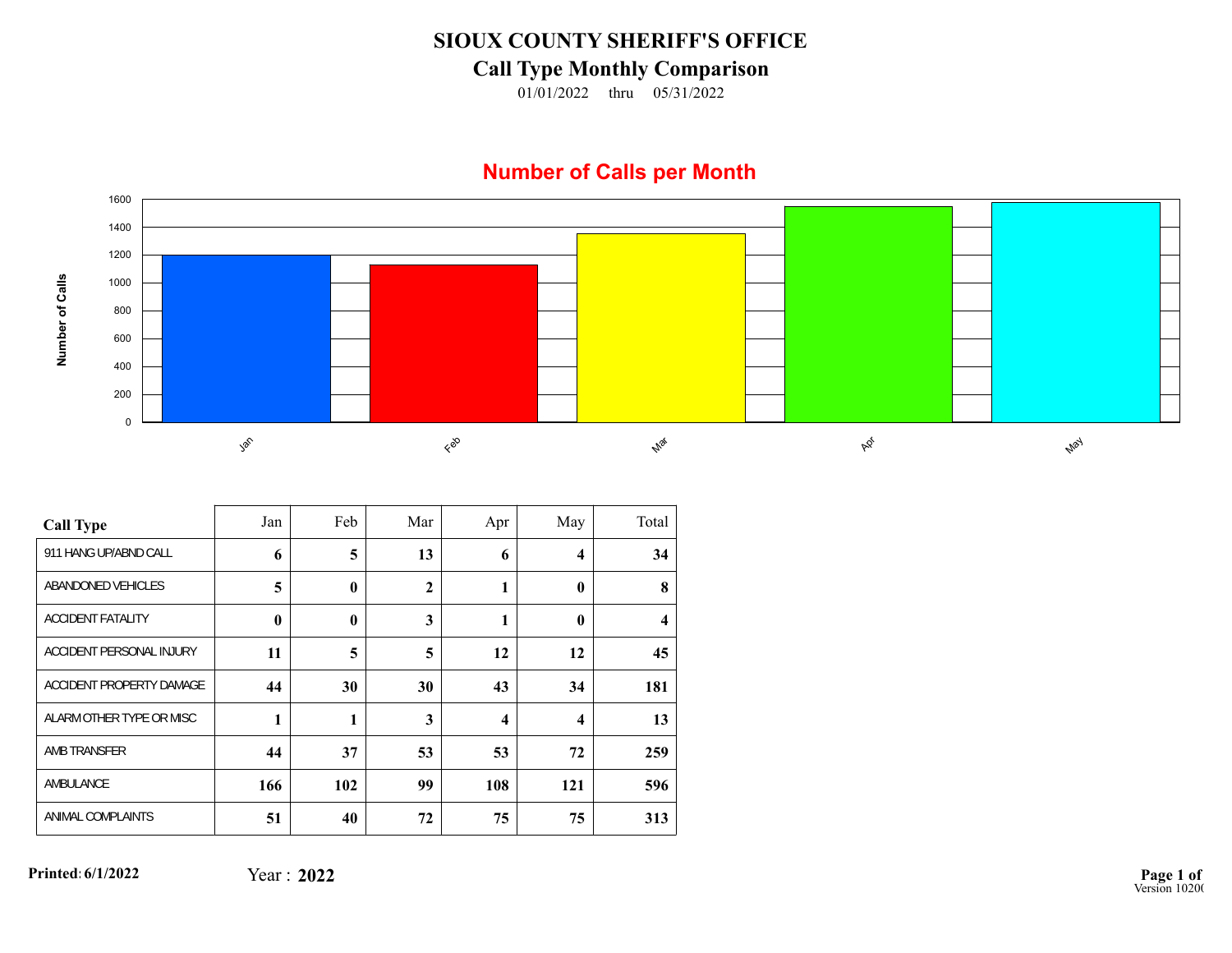# SIOUX COUNTY SHERIFF'S OFFICE

## Call Type Monthly Comparison

01/01/2022 thru 05/31/2022

**Number of Calls per Month**

| Call Type | Jan | Feb | Mar | Apr | May | Total |
|---|---|---|---|---|---|---|
| 911 HANG UP/ABND CALL | 6 | 5 | 13 | 6 | 4 | 34 |
| ABANDONED VEHICLES | 5 | 0 | 2 | 1 | 0 | 8 |
| ACCIDENT FATALITY | 0 | 0 | 3 | 1 | 0 | 4 |
| ACCIDENT PERSONAL INJURY | 11 | 5 | 5 | 12 | 12 | 45 |
| ACCIDENT PROPERTY DAMAGE | 44 | 30 | 30 | 43 | 34 | 181 |
| ALARM OTHER TYPE OR MISC | 1 | 1 | 3 | 4 | 4 | 13 |
| AMB TRANSFER | 44 | 37 | 53 | 53 | 72 | 259 |
| AMBULANCE | 166 | 102 | 99 | 108 | 121 | 596 |
| ANIMAL COMPLAINTS | 51 | 40 | 72 | 75 | 75 | 313 |

**Printed: 6/1/2022** Year : **2022**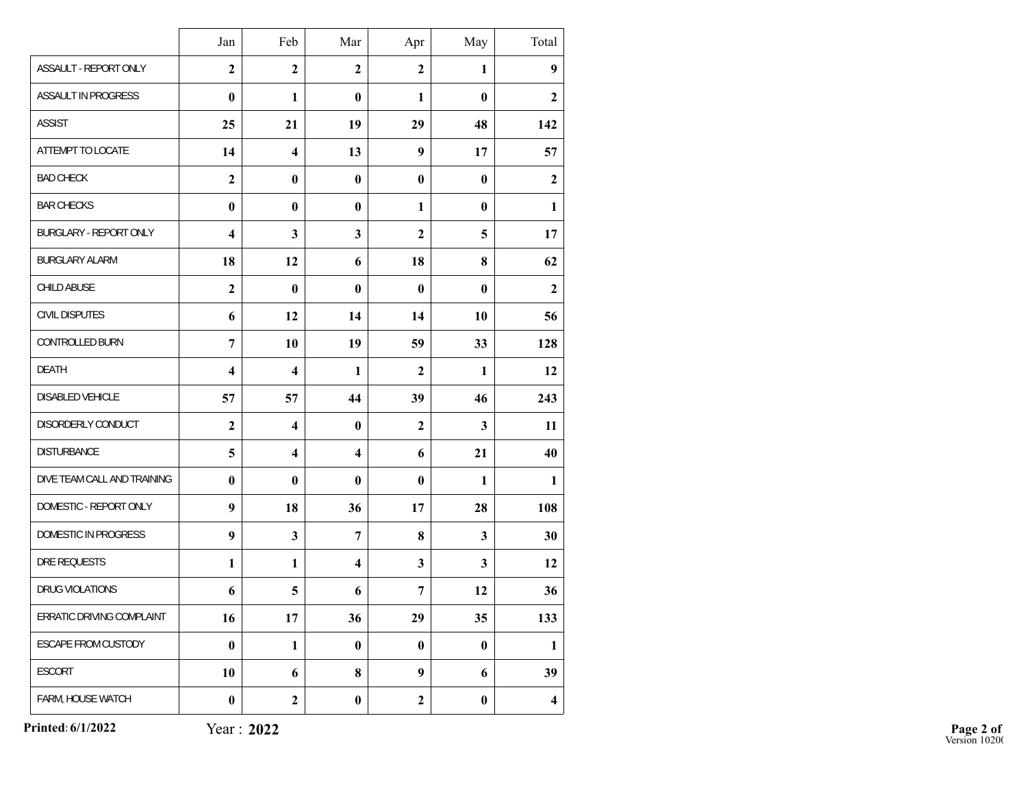| | Jan | Feb | Mar | Apr | May | Total |
|---|---|---|---|---|---|---|
| ASSAULT - REPORT ONLY | **2** | **2** | **2** | **2** | **1** | **9** |
| ASSAULT IN PROGRESS | **0** | **1** | **0** | **1** | **0** | **2** |
| ASSIST | **25** | **21** | **19** | **29** | **48** | **142** |
| ATTEMPT TO LOCATE | **14** | **4** | **13** | **9** | **17** | **57** |
| BAD CHECK | **2** | **0** | **0** | **0** | **0** | **2** |
| BAR CHECKS | **0** | **0** | **0** | **1** | **0** | **1** |
| BURGLARY - REPORT ONLY | **4** | **3** | **3** | **2** | **5** | **17** |
| BURGLARY ALARM | **18** | **12** | **6** | **18** | **8** | **62** |
| CHILD ABUSE | **2** | **0** | **0** | **0** | **0** | **2** |
| CIVIL DISPUTES | **6** | **12** | **14** | **14** | **10** | **56** |
| CONTROLLED BURN | **7** | **10** | **19** | **59** | **33** | **128** |
| DEATH | **4** | **4** | **1** | **2** | **1** | **12** |
| DISABLED VEHICLE | **57** | **57** | **44** | **39** | **46** | **243** |
| DISORDERLY CONDUCT | **2** | **4** | **0** | **2** | **3** | **11** |
| DISTURBANCE | **5** | **4** | **4** | **6** | **21** | **40** |
| DIVE TEAM CALL AND TRAINING | **0** | **0** | **0** | **0** | **1** | **1** |
| DOMESTIC - REPORT ONLY | **9** | **18** | **36** | **17** | **28** | **108** |
| DOMESTIC IN PROGRESS | **9** | **3** | **7** | **8** | **3** | **30** |
| DRE REQUESTS | **1** | **1** | **4** | **3** | **3** | **12** |
| DRUG VIOLATIONS | **6** | **5** | **6** | **7** | **12** | **36** |
| ERRATIC DRIVING COMPLAINT | **16** | **17** | **36** | **29** | **35** | **133** |
| ESCAPE FROM CUSTODY | **0** | **1** | **0** | **0** | **0** | **1** |
| ESCORT | **10** | **6** | **8** | **9** | **6** | **39** |
| FARM, HOUSE WATCH | **0** | **2** | **0** | **2** | **0** | **4** |

**Printed: 6/1/2022** Year : **2022**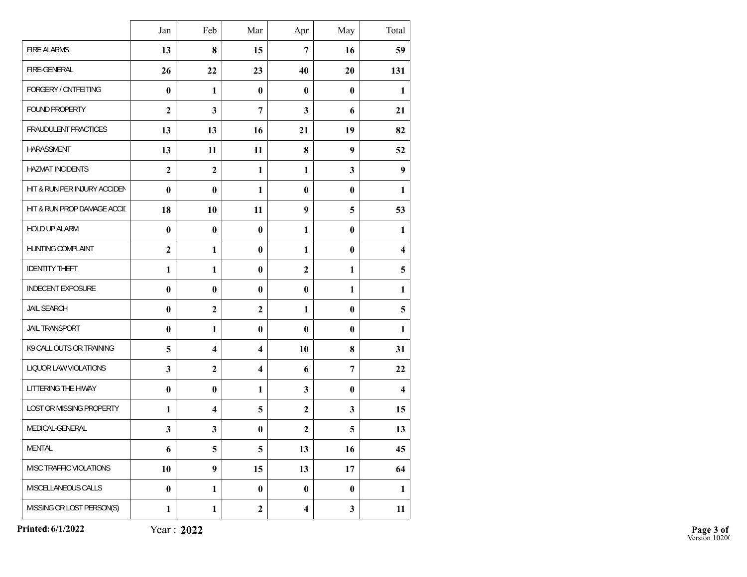| | Jan | Feb | Mar | Apr | May | Total |
|---|---|---|---|---|---|---|
| FIRE ALARMS | **13** | **8** | **15** | **7** | **16** | **59** |
| FIRE-GENERAL | **26** | **22** | **23** | **40** | **20** | **131** |
| FORGERY / CNTFEITING | **0** | **1** | **0** | **0** | **0** | **1** |
| FOUND PROPERTY | **2** | **3** | **7** | **3** | **6** | **21** |
| FRAUDULENT PRACTICES | **13** | **13** | **16** | **21** | **19** | **82** |
| HARASSMENT | **13** | **11** | **11** | **8** | **9** | **52** |
| HAZMAT INCIDENTS | **2** | **2** | **1** | **1** | **3** | **9** |
| HIT & RUN PER INJURY ACCIDEN | **0** | **0** | **1** | **0** | **0** | **1** |
| HIT & RUN PROP DAMAGE ACCID | **18** | **10** | **11** | **9** | **5** | **53** |
| HOLD UP ALARM | **0** | **0** | **0** | **1** | **0** | **1** |
| HUNTING COMPLAINT | **2** | **1** | **0** | **1** | **0** | **4** |
| IDENTITY THEFT | **1** | **1** | **0** | **2** | **1** | **5** |
| INDECENT EXPOSURE | **0** | **0** | **0** | **0** | **1** | **1** |
| JAIL SEARCH | **0** | **2** | **2** | **1** | **0** | **5** |
| JAIL TRANSPORT | **0** | **1** | **0** | **0** | **0** | **1** |
| K9 CALL OUTS OR TRAINING | **5** | **4** | **4** | **10** | **8** | **31** |
| LIQUOR LAW VIOLATIONS | **3** | **2** | **4** | **6** | **7** | **22** |
| LITTERING THE HIWAY | **0** | **0** | **1** | **3** | **0** | **4** |
| LOST OR MISSING PROPERTY | **1** | **4** | **5** | **2** | **3** | **15** |
| MEDICAL-GENERAL | **3** | **3** | **0** | **2** | **5** | **13** |
| MENTAL | **6** | **5** | **5** | **13** | **16** | **45** |
| MISC TRAFFIC VIOLATIONS | **10** | **9** | **15** | **13** | **17** | **64** |
| MISCELLANEOUS CALLS | **0** | **1** | **0** | **0** | **0** | **1** |
| MISSING OR LOST PERSON(S) | **1** | **1** | **2** | **4** | **3** | **11** |

**Printed: 6/1/2022** Year : **2022**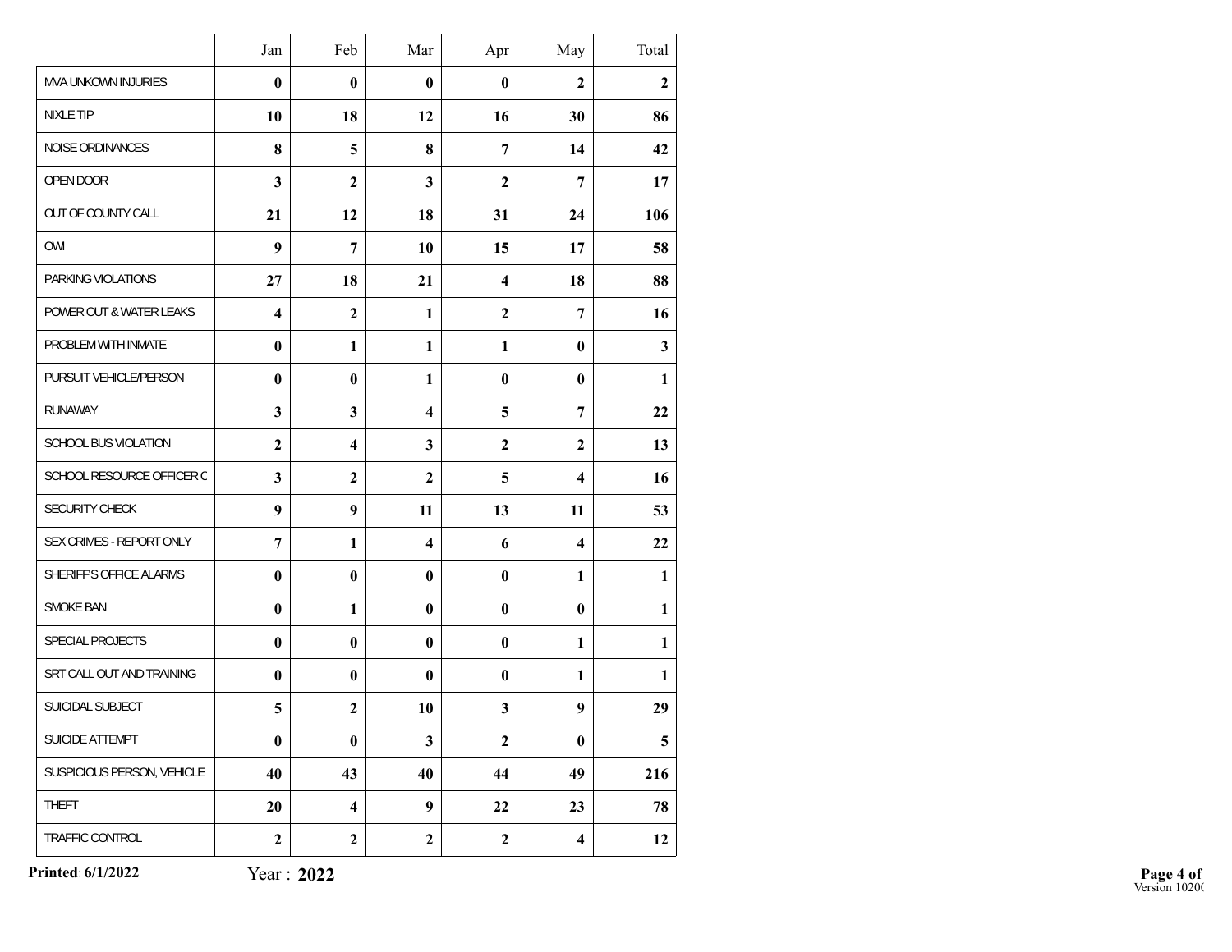| | Jan | Feb | Mar | Apr | May | Total |
|---|---|---|---|---|---|---|
| MVA UNKOWN INJURIES | **0** | **0** | **0** | **0** | **2** | **2** |
| NIXLE TIP | **10** | **18** | **12** | **16** | **30** | **86** |
| NOISE ORDINANCES | **8** | **5** | **8** | **7** | **14** | **42** |
| OPEN DOOR | **3** | **2** | **3** | **2** | **7** | **17** |
| OUT OF COUNTY CALL | **21** | **12** | **18** | **31** | **24** | **106** |
| OWI | **9** | **7** | **10** | **15** | **17** | **58** |
| PARKING VIOLATIONS | **27** | **18** | **21** | **4** | **18** | **88** |
| POWER OUT & WATER LEAKS | **4** | **2** | **1** | **2** | **7** | **16** |
| PROBLEM WITH INMATE | **0** | **1** | **1** | **1** | **0** | **3** |
| PURSUIT VEHICLE/PERSON | **0** | **0** | **1** | **0** | **0** | **1** |
| RUNAWAY | **3** | **3** | **4** | **5** | **7** | **22** |
| SCHOOL BUS VIOLATION | **2** | **4** | **3** | **2** | **2** | **13** |
| SCHOOL RESOURCE OFFICER C | **3** | **2** | **2** | **5** | **4** | **16** |
| SECURITY CHECK | **9** | **9** | **11** | **13** | **11** | **53** |
| SEX CRIMES - REPORT ONLY | **7** | **1** | **4** | **6** | **4** | **22** |
| SHERIFF'S OFFICE ALARMS | **0** | **0** | **0** | **0** | **1** | **1** |
| SMOKE BAN | **0** | **1** | **0** | **0** | **0** | **1** |
| SPECIAL PROJECTS | **0** | **0** | **0** | **0** | **1** | **1** |
| SRT CALL OUT AND TRAINING | **0** | **0** | **0** | **0** | **1** | **1** |
| SUICIDAL SUBJECT | **5** | **2** | **10** | **3** | **9** | **29** |
| SUICIDE ATTEMPT | **0** | **0** | **3** | **2** | **0** | **5** |
| SUSPICIOUS PERSON, VEHICLE | **40** | **43** | **40** | **44** | **49** | **216** |
| THEFT | **20** | **4** | **9** | **22** | **23** | **78** |
| TRAFFIC CONTROL | **2** | **2** | **2** | **2** | **4** | **12** |

**Printed: 6/1/2022** Year : **2022**

Version 1020(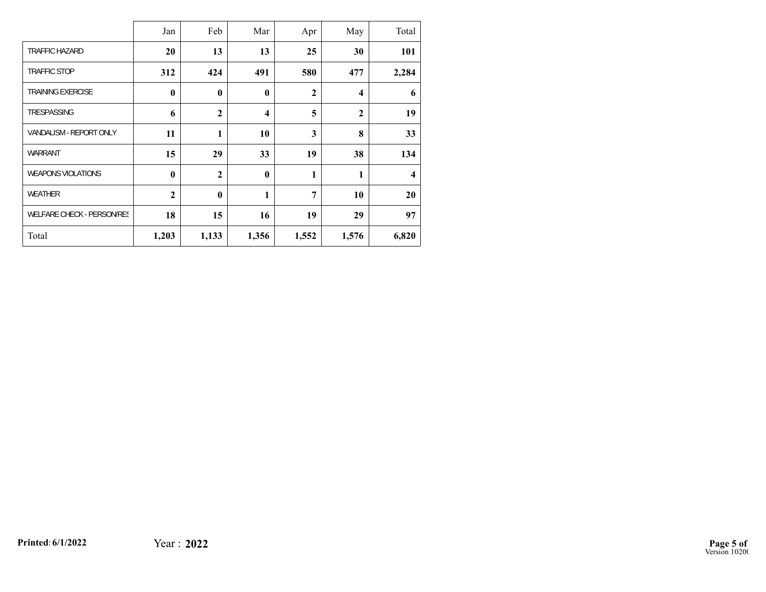| | Jan | Feb | Mar | Apr | May | Total |
|---|---|---|---|---|---|---|
| TRAFFIC HAZARD | **20** | **13** | **13** | **25** | **30** | **101** |
| TRAFFIC STOP | **312** | **424** | **491** | **580** | **477** | **2,284** |
| TRAINING EXERCISE | **0** | **0** | **0** | **2** | **4** | **6** |
| TRESPASSING | **6** | **2** | **4** | **5** | **2** | **19** |
| VANDALISM - REPORT ONLY | **11** | **1** | **10** | **3** | **8** | **33** |
| WARRANT | **15** | **29** | **33** | **19** | **38** | **134** |
| WEAPONS VIOLATIONS | **0** | **2** | **0** | **1** | **1** | **4** |
| WEATHER | **2** | **0** | **1** | **7** | **10** | **20** |
| WELFARE CHECK - PERSON/RES | **18** | **15** | **16** | **19** | **29** | **97** |
| Total | **1,203** | **1,133** | **1,356** | **1,552** | **1,576** | **6,820** |

**Printed: 6/1/2022** Year : **2022**

Version 1020(